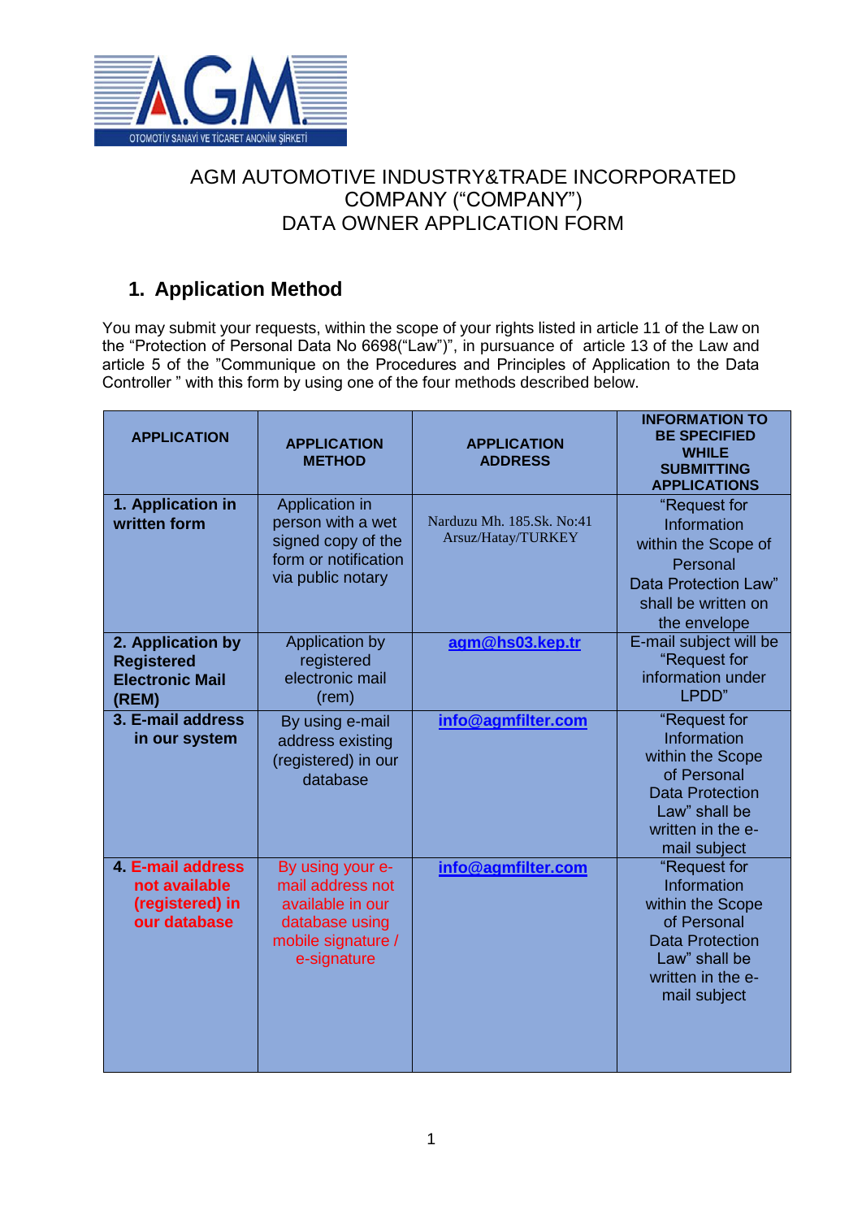# AGM AUTOMOTIVE INDUSTRY&TRADE INCORPORATED COMPANY ("COMPANY") DATA OWNER APPLICATION FORM

## 1. Application Method

You may submit your requests, within the scope of your rights listed in article 11 of the Law on the "Protection of Personal Data No 6698("Law")", in pursuance of article 13 of the Law and article 5 of the "Communique on the Procedures and Principles of Application to the Data Controller " with this form by using one of the four methods described below.

| APPLICATION | APPLICATION METHOD | APPLICATION ADDRESS | INFORMATION TO BE SPECIFIED WHILE SUBMITTING APPLICATIONS |
|---|---|---|---|
| **1. Application in written form** | Application in person with a wet signed copy of the form or notification via public notary | Narduzu Mh. 185.Sk. No:41 Arsuz/Hatay/TURKEY | "Request for Information within the Scope of Personal Data Protection Law" shall be written on the envelope |
| **2. Application by Registered Electronic Mail (REM)** | Application by registered electronic mail (rem) | agm@hs03.kep.tr | E-mail subject will be "Request for information under LPDD" |
| **3. E-mail address in our system** | By using e-mail address existing (registered) in our database | info@agmfilter.com | "Request for Information within the Scope of Personal Data Protection Law" shall be written in the e-mail subject |
| **4. E-mail address not available (registered) in our database** | By using your e-mail address not available in our database using mobile signature / e-signature | info@agmfilter.com | "Request for Information within the Scope of Personal Data Protection Law" shall be written in the e-mail subject |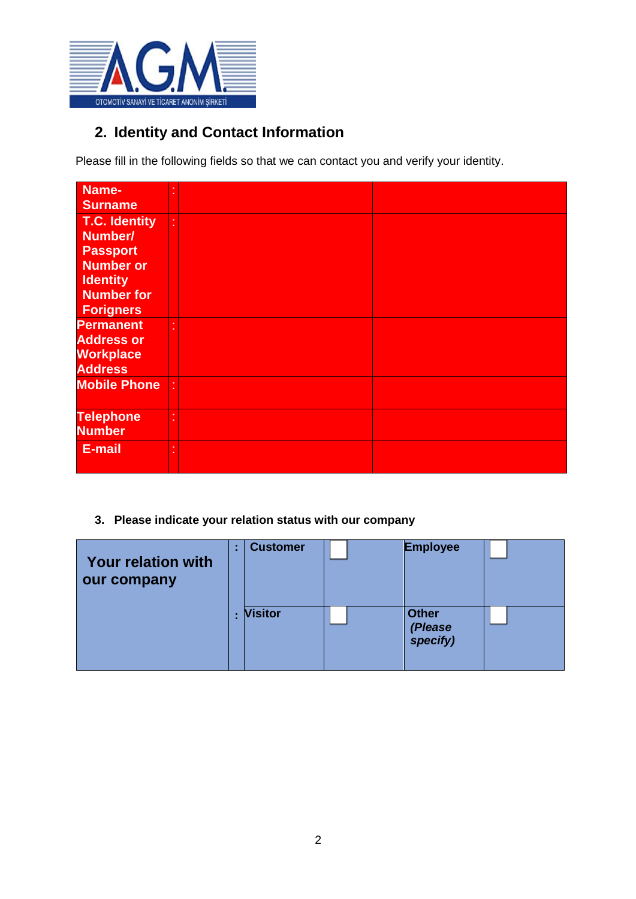## 2. Identity and Contact Information

Please fill in the following fields so that we can contact you and verify your identity.

| | | | |
|---|---|---|---|
| **Name-Surname** | : | | |
| **T.C. Identity Number/ Passport Number or Identity Number for Forigners** | : | | |
| **Permanent Address or Workplace Address** | : | | |
| **Mobile Phone** | : | | |
| **Telephone Number** | : | | |
| **E-mail** | : | | |

### 3. Please indicate your relation status with our company

| | | | | | |
|---|---|---|---|---|---|
| **Your relation with our company** | **:** | **Customer** | ☐ | **Employee** | ☐ |
| | **:** | **Visitor** | ☐ | **Other *(Please specify)*** | ☐ |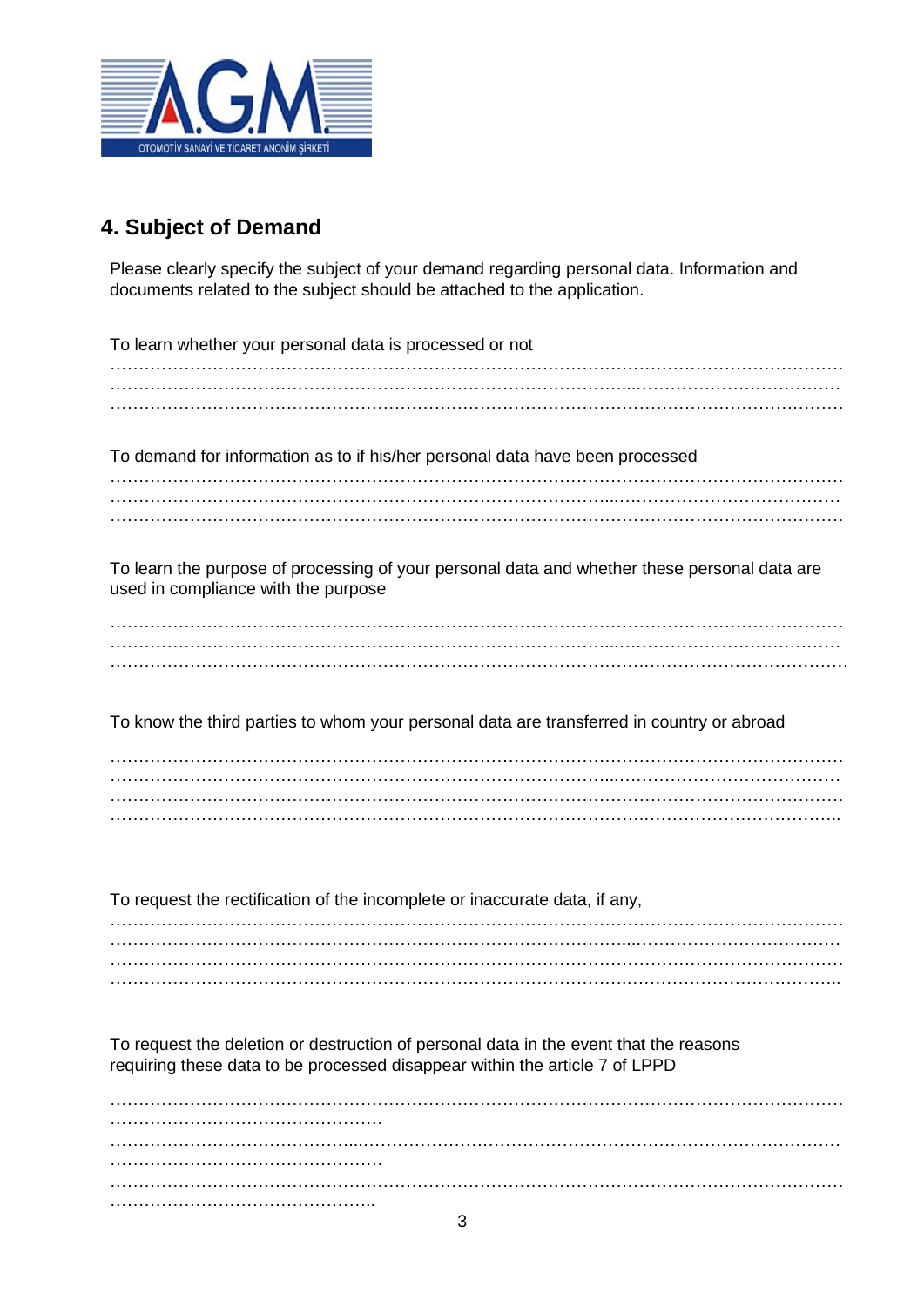## 4. Subject of Demand

Please clearly specify the subject of your demand regarding personal data. Information and documents related to the subject should be attached to the application.

To learn whether your personal data is processed or not

…………………………………………………………………………………………………………………
…………………………………………………………………………………………………………………
…………………………………………………………………………………………………………………

To demand for information as to if his/her personal data have been processed

…………………………………………………………………………………………………………………
…………………………………………………………………………………………………………………
…………………………………………………………………………………………………………………

To learn the purpose of processing of your personal data and whether these personal data are used in compliance with the purpose

…………………………………………………………………………………………………………………
…………………………………………………………………………………………………………………
…………………………………………………………………………………………………………………

To know the third parties to whom your personal data are transferred in country or abroad

…………………………………………………………………………………………………………………
…………………………………………………………………………………………………………………
…………………………………………………………………………………………………………………
…………………………………………………………………………………………………………………

To request the rectification of the incomplete or inaccurate data, if any,

…………………………………………………………………………………………………………………
…………………………………………………………………………………………………………………
…………………………………………………………………………………………………………………
…………………………………………………………………………………………………………………

To request the deletion or destruction of personal data in the event that the reasons requiring these data to be processed disappear within the article 7 of LPPD

…………………………………………………………………………………………………………………
…………………………………………
…………………………………………………………………………………………………………………
…………………………………………
…………………………………………………………………………………………………………………
…………………………………………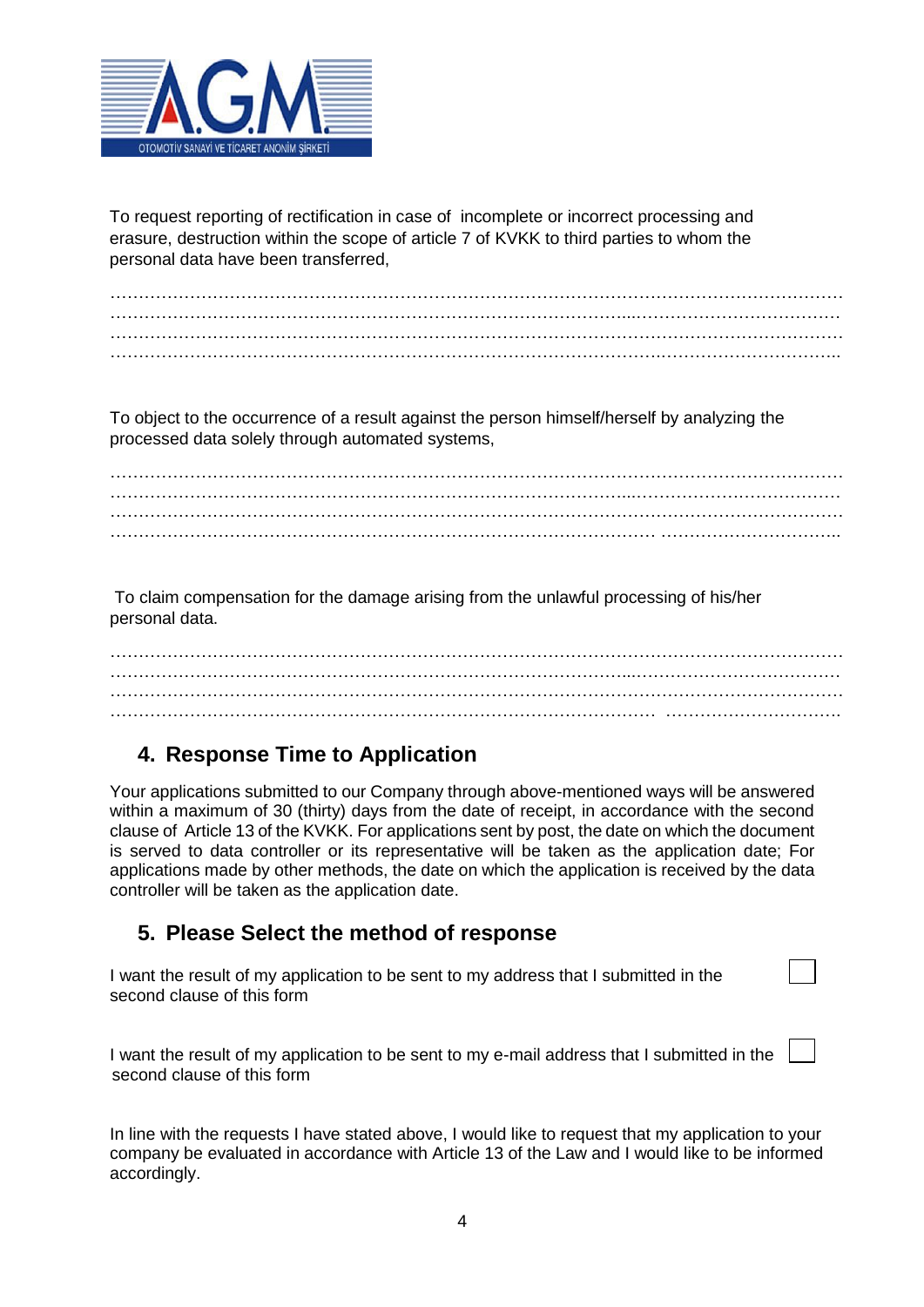To request reporting of rectification in case of incomplete or incorrect processing and erasure, destruction within the scope of article 7 of KVKK to third parties to whom the personal data have been transferred,

………………………………………………………………………………………………………………
………………………………………………………………………………………………………………
………………………………………………………………………………………………………………
………………………………………………………………………………………………………………

To object to the occurrence of a result against the person himself/herself by analyzing the processed data solely through automated systems,

………………………………………………………………………………………………………………
………………………………………………………………………………………………………………
………………………………………………………………………………………………………………
………………………………………………………………………………………………………………

To claim compensation for the damage arising from the unlawful processing of his/her personal data.

………………………………………………………………………………………………………………
………………………………………………………………………………………………………………
………………………………………………………………………………………………………………
………………………………………………………………………………………………………………

## 4. Response Time to Application

Your applications submitted to our Company through above-mentioned ways will be answered within a maximum of 30 (thirty) days from the date of receipt, in accordance with the second clause of Article 13 of the KVKK. For applications sent by post, the date on which the document is served to data controller or its representative will be taken as the application date; For applications made by other methods, the date on which the application is received by the data controller will be taken as the application date.

## 5. Please Select the method of response

I want the result of my application to be sent to my address that I submitted in the second clause of this form ☐

I want the result of my application to be sent to my e-mail address that I submitted in the second clause of this form ☐

In line with the requests I have stated above, I would like to request that my application to your company be evaluated in accordance with Article 13 of the Law and I would like to be informed accordingly.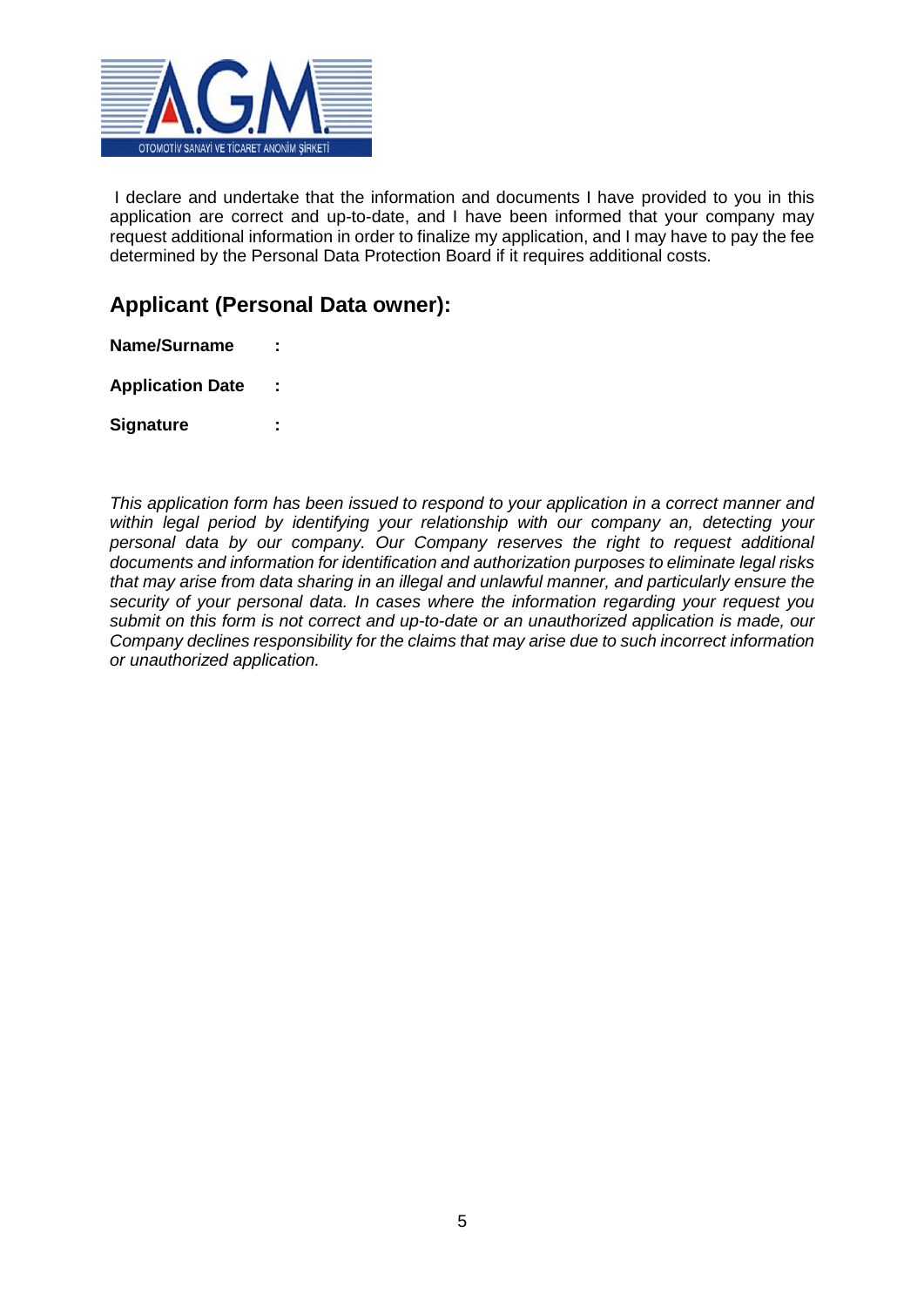I declare and undertake that the information and documents I have provided to you in this application are correct and up-to-date, and I have been informed that your company may request additional information in order to finalize my application, and I may have to pay the fee determined by the Personal Data Protection Board if it requires additional costs.

## Applicant (Personal Data owner):

**Name/Surname** :

**Application Date** :

**Signature** :

*This application form has been issued to respond to your application in a correct manner and within legal period by identifying your relationship with our company an, detecting your personal data by our company. Our Company reserves the right to request additional documents and information for identification and authorization purposes to eliminate legal risks that may arise from data sharing in an illegal and unlawful manner, and particularly ensure the security of your personal data. In cases where the information regarding your request you submit on this form is not correct and up-to-date or an unauthorized application is made, our Company declines responsibility for the claims that may arise due to such incorrect information or unauthorized application.*